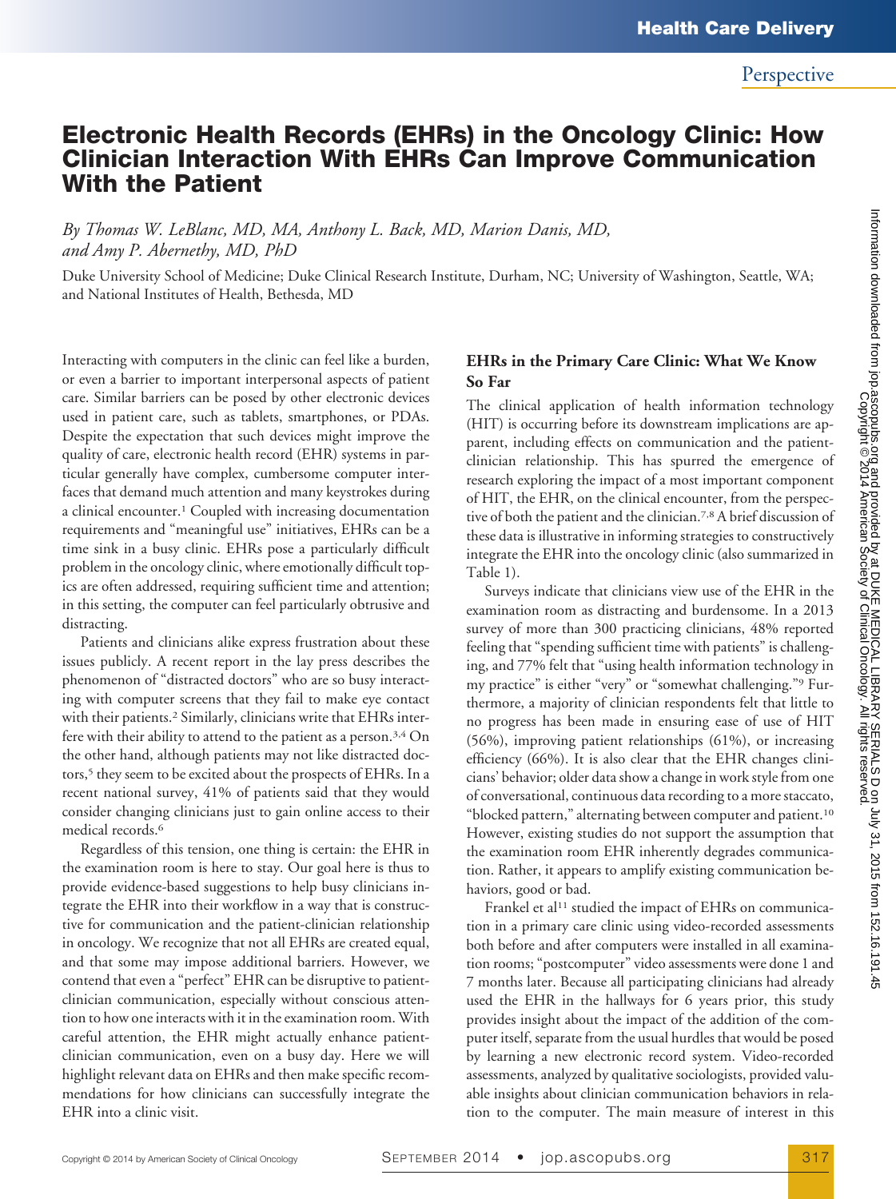# Electronic Health Records (EHRs) in the Oncology Clinic: How Clinician Interaction With EHRs Can Improve Communication With the Patient

*By Thomas W. LeBlanc, MD, MA, Anthony L. Back, MD, Marion Danis, MD, and Amy P. Abernethy, MD, PhD*

Duke University School of Medicine; Duke Clinical Research Institute, Durham, NC; University of Washington, Seattle, WA; and National Institutes of Health, Bethesda, MD

Interacting with computers in the clinic can feel like a burden, or even a barrier to important interpersonal aspects of patient care. Similar barriers can be posed by other electronic devices used in patient care, such as tablets, smartphones, or PDAs. Despite the expectation that such devices might improve the quality of care, electronic health record (EHR) systems in particular generally have complex, cumbersome computer interfaces that demand much attention and many keystrokes during a clinical encounter.[1] Coupled with increasing documentation requirements and "meaningful use" initiatives, EHRs can be a time sink in a busy clinic. EHRs pose a particularly difficult problem in the oncology clinic, where emotionally difficult topics are often addressed, requiring sufficient time and attention; in this setting, the computer can feel particularly obtrusive and distracting.

Patients and clinicians alike express frustration about these issues publicly. A recent report in the lay press describes the phenomenon of "distracted doctors" who are so busy interacting with computer screens that they fail to make eye contact with their patients.[2] Similarly, clinicians write that EHRs interfere with their ability to attend to the patient as a person.[3,4] On the other hand, although patients may not like distracted doctors,[5] they seem to be excited about the prospects of EHRs. In a recent national survey, 41% of patients said that they would consider changing clinicians just to gain online access to their medical records.[6]

Regardless of this tension, one thing is certain: the EHR in the examination room is here to stay. Our goal here is thus to provide evidence-based suggestions to help busy clinicians integrate the EHR into their workflow in a way that is constructive for communication and the patient-clinician relationship in oncology. We recognize that not all EHRs are created equal, and that some may impose additional barriers. However, we contend that even a "perfect" EHR can be disruptive to patient-clinician communication, especially without conscious attention to how one interacts with it in the examination room. With careful attention, the EHR might actually enhance patient-clinician communication, even on a busy day. Here we will highlight relevant data on EHRs and then make specific recommendations for how clinicians can successfully integrate the EHR into a clinic visit.

## EHRs in the Primary Care Clinic: What We Know So Far

The clinical application of health information technology (HIT) is occurring before its downstream implications are apparent, including effects on communication and the patient-clinician relationship. This has spurred the emergence of research exploring the impact of a most important component of HIT, the EHR, on the clinical encounter, from the perspective of both the patient and the clinician.[7,8] A brief discussion of these data is illustrative in informing strategies to constructively integrate the EHR into the oncology clinic (also summarized in Table 1).

Surveys indicate that clinicians view use of the EHR in the examination room as distracting and burdensome. In a 2013 survey of more than 300 practicing clinicians, 48% reported feeling that "spending sufficient time with patients" is challenging, and 77% felt that "using health information technology in my practice" is either "very" or "somewhat challenging."[9] Furthermore, a majority of clinician respondents felt that little to no progress has been made in ensuring ease of use of HIT (56%), improving patient relationships (61%), or increasing efficiency (66%). It is also clear that the EHR changes clinicians' behavior; older data show a change in work style from one of conversational, continuous data recording to a more staccato, "blocked pattern," alternating between computer and patient.[10] However, existing studies do not support the assumption that the examination room EHR inherently degrades communication. Rather, it appears to amplify existing communication behaviors, good or bad.

Frankel et al[11] studied the impact of EHRs on communication in a primary care clinic using video-recorded assessments both before and after computers were installed in all examination rooms; "postcomputer" video assessments were done 1 and 7 months later. Because all participating clinicians had already used the EHR in the hallways for 6 years prior, this study provides insight about the impact of the addition of the computer itself, separate from the usual hurdles that would be posed by learning a new electronic record system. Video-recorded assessments, analyzed by qualitative sociologists, provided valuable insights about clinician communication behaviors in relation to the computer. The main measure of interest in this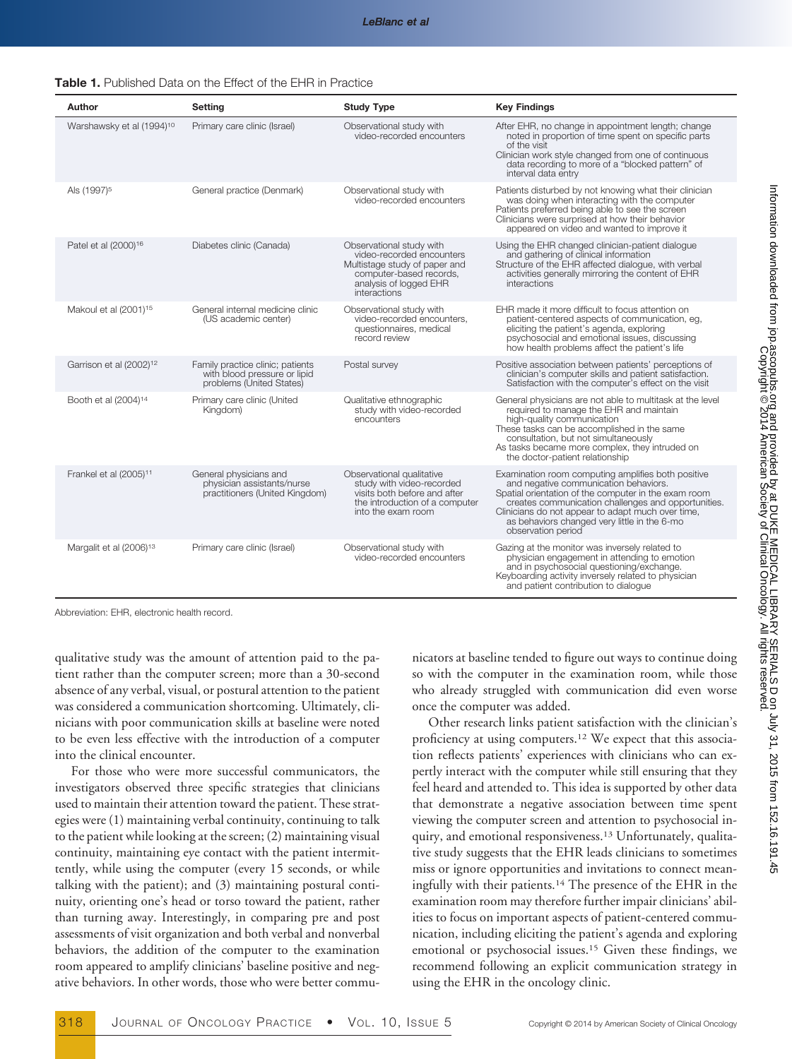**Table 1.** Published Data on the Effect of the EHR in Practice

| Author | Setting | Study Type | Key Findings |
| --- | --- | --- | --- |
| Warshawsky et al (1994)[10] | Primary care clinic (Israel) | Observational study with video-recorded encounters | After EHR, no change in appointment length; change noted in proportion of time spent on specific parts of the visit<br>Clinician work style changed from one of continuous data recording to more of a "blocked pattern" of interval data entry |
| Als (1997)[5] | General practice (Denmark) | Observational study with video-recorded encounters | Patients disturbed by not knowing what their clinician was doing when interacting with the computer<br>Patients preferred being able to see the screen<br>Clinicians were surprised at how their behavior appeared on video and wanted to improve it |
| Patel et al (2000)[16] | Diabetes clinic (Canada) | Observational study with video-recorded encounters<br>Multistage study of paper and computer-based records, analysis of logged EHR interactions | Using the EHR changed clinician-patient dialogue and gathering of clinical information<br>Structure of the EHR affected dialogue, with verbal activities generally mirroring the content of EHR interactions |
| Makoul et al (2001)[15] | General internal medicine clinic (US academic center) | Observational study with video-recorded encounters, questionnaires, medical record review | EHR made it more difficult to focus attention on patient-centered aspects of communication, eg, eliciting the patient's agenda, exploring psychosocial and emotional issues, discussing how health problems affect the patient's life |
| Garrison et al (2002)[12] | Family practice clinic; patients with blood pressure or lipid problems (United States) | Postal survey | Positive association between patients' perceptions of clinician's computer skills and patient satisfaction. Satisfaction with the computer's effect on the visit |
| Booth et al (2004)[14] | Primary care clinic (United Kingdom) | Qualitative ethnographic study with video-recorded encounters | General physicians are not able to multitask at the level required to manage the EHR and maintain high-quality communication<br>These tasks can be accomplished in the same consultation, but not simultaneously<br>As tasks became more complex, they intruded on the doctor-patient relationship |
| Frankel et al (2005)[11] | General physicians and physician assistants/nurse practitioners (United Kingdom) | Observational qualitative study with video-recorded visits both before and after the introduction of a computer into the exam room | Examination room computing amplifies both positive and negative communication behaviors.<br>Spatial orientation of the computer in the exam room creates communication challenges and opportunities.<br>Clinicians do not appear to adapt much over time, as behaviors changed very little in the 6-mo observation period |
| Margalit et al (2006)[13] | Primary care clinic (Israel) | Observational study with video-recorded encounters | Gazing at the monitor was inversely related to physician engagement in attending to emotion and in psychosocial questioning/exchange.<br>Keyboarding activity inversely related to physician and patient contribution to dialogue |

Abbreviation: EHR, electronic health record.

qualitative study was the amount of attention paid to the patient rather than the computer screen; more than a 30-second absence of any verbal, visual, or postural attention to the patient was considered a communication shortcoming. Ultimately, clinicians with poor communication skills at baseline were noted to be even less effective with the introduction of a computer into the clinical encounter.

For those who were more successful communicators, the investigators observed three specific strategies that clinicians used to maintain their attention toward the patient. These strategies were (1) maintaining verbal continuity, continuing to talk to the patient while looking at the screen; (2) maintaining visual continuity, maintaining eye contact with the patient intermittently, while using the computer (every 15 seconds, or while talking with the patient); and (3) maintaining postural continuity, orienting one's head or torso toward the patient, rather than turning away. Interestingly, in comparing pre and post assessments of visit organization and both verbal and nonverbal behaviors, the addition of the computer to the examination room appeared to amplify clinicians' baseline positive and negative behaviors. In other words, those who were better communicators at baseline tended to figure out ways to continue doing so with the computer in the examination room, while those who already struggled with communication did even worse once the computer was added.

Other research links patient satisfaction with the clinician's proficiency at using computers.[12] We expect that this association reflects patients' experiences with clinicians who can expertly interact with the computer while still ensuring that they feel heard and attended to. This idea is supported by other data that demonstrate a negative association between time spent viewing the computer screen and attention to psychosocial inquiry, and emotional responsiveness.[13] Unfortunately, qualitative study suggests that the EHR leads clinicians to sometimes miss or ignore opportunities and invitations to connect meaningfully with their patients.[14] The presence of the EHR in the examination room may therefore further impair clinicians' abilities to focus on important aspects of patient-centered communication, including eliciting the patient's agenda and exploring emotional or psychosocial issues.[15] Given these findings, we recommend following an explicit communication strategy in using the EHR in the oncology clinic.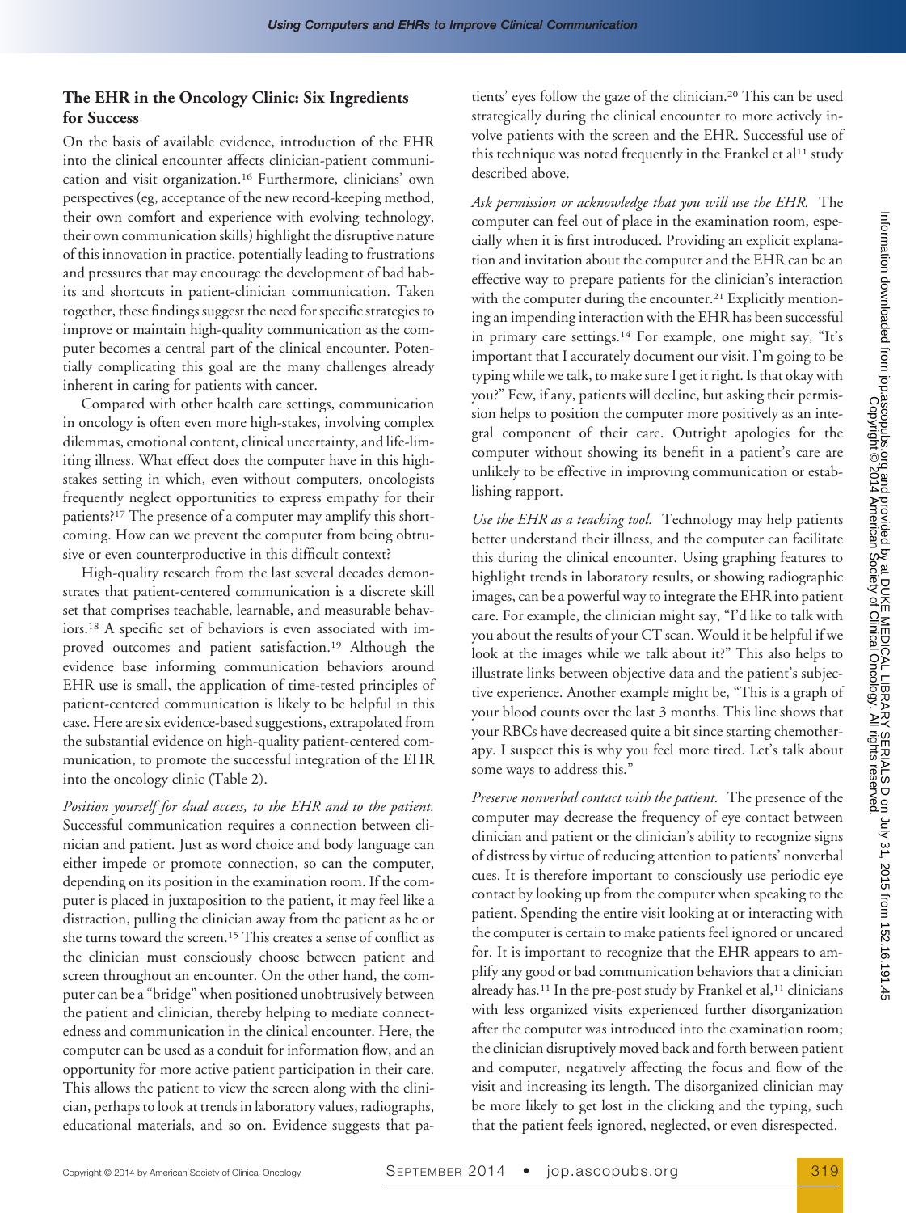## The EHR in the Oncology Clinic: Six Ingredients for Success

On the basis of available evidence, introduction of the EHR into the clinical encounter affects clinician-patient communication and visit organization.[16] Furthermore, clinicians' own perspectives (eg, acceptance of the new record-keeping method, their own comfort and experience with evolving technology, their own communication skills) highlight the disruptive nature of this innovation in practice, potentially leading to frustrations and pressures that may encourage the development of bad habits and shortcuts in patient-clinician communication. Taken together, these findings suggest the need for specific strategies to improve or maintain high-quality communication as the computer becomes a central part of the clinical encounter. Potentially complicating this goal are the many challenges already inherent in caring for patients with cancer.

Compared with other health care settings, communication in oncology is often even more high-stakes, involving complex dilemmas, emotional content, clinical uncertainty, and life-limiting illness. What effect does the computer have in this high-stakes setting in which, even without computers, oncologists frequently neglect opportunities to express empathy for their patients?[17] The presence of a computer may amplify this shortcoming. How can we prevent the computer from being obtrusive or even counterproductive in this difficult context?

High-quality research from the last several decades demonstrates that patient-centered communication is a discrete skill set that comprises teachable, learnable, and measurable behaviors.[18] A specific set of behaviors is even associated with improved outcomes and patient satisfaction.[19] Although the evidence base informing communication behaviors around EHR use is small, the application of time-tested principles of patient-centered communication is likely to be helpful in this case. Here are six evidence-based suggestions, extrapolated from the substantial evidence on high-quality patient-centered communication, to promote the successful integration of the EHR into the oncology clinic (Table 2).

*Position yourself for dual access, to the EHR and to the patient.* Successful communication requires a connection between clinician and patient. Just as word choice and body language can either impede or promote connection, so can the computer, depending on its position in the examination room. If the computer is placed in juxtaposition to the patient, it may feel like a distraction, pulling the clinician away from the patient as he or she turns toward the screen.[15] This creates a sense of conflict as the clinician must consciously choose between patient and screen throughout an encounter. On the other hand, the computer can be a "bridge" when positioned unobtrusively between the patient and clinician, thereby helping to mediate connectedness and communication in the clinical encounter. Here, the computer can be used as a conduit for information flow, and an opportunity for more active patient participation in their care. This allows the patient to view the screen along with the clinician, perhaps to look at trends in laboratory values, radiographs, educational materials, and so on. Evidence suggests that patients' eyes follow the gaze of the clinician.[20] This can be used strategically during the clinical encounter to more actively involve patients with the screen and the EHR. Successful use of this technique was noted frequently in the Frankel et al[11] study described above.

*Ask permission or acknowledge that you will use the EHR.* The computer can feel out of place in the examination room, especially when it is first introduced. Providing an explicit explanation and invitation about the computer and the EHR can be an effective way to prepare patients for the clinician's interaction with the computer during the encounter.[21] Explicitly mentioning an impending interaction with the EHR has been successful in primary care settings.[14] For example, one might say, "It's important that I accurately document our visit. I'm going to be typing while we talk, to make sure I get it right. Is that okay with you?" Few, if any, patients will decline, but asking their permission helps to position the computer more positively as an integral component of their care. Outright apologies for the computer without showing its benefit in a patient's care are unlikely to be effective in improving communication or establishing rapport.

*Use the EHR as a teaching tool.* Technology may help patients better understand their illness, and the computer can facilitate this during the clinical encounter. Using graphing features to highlight trends in laboratory results, or showing radiographic images, can be a powerful way to integrate the EHR into patient care. For example, the clinician might say, "I'd like to talk with you about the results of your CT scan. Would it be helpful if we look at the images while we talk about it?" This also helps to illustrate links between objective data and the patient's subjective experience. Another example might be, "This is a graph of your blood counts over the last 3 months. This line shows that your RBCs have decreased quite a bit since starting chemotherapy. I suspect this is why you feel more tired. Let's talk about some ways to address this."

*Preserve nonverbal contact with the patient.* The presence of the computer may decrease the frequency of eye contact between clinician and patient or the clinician's ability to recognize signs of distress by virtue of reducing attention to patients' nonverbal cues. It is therefore important to consciously use periodic eye contact by looking up from the computer when speaking to the patient. Spending the entire visit looking at or interacting with the computer is certain to make patients feel ignored or uncared for. It is important to recognize that the EHR appears to amplify any good or bad communication behaviors that a clinician already has.[11] In the pre-post study by Frankel et al,[11] clinicians with less organized visits experienced further disorganization after the computer was introduced into the examination room; the clinician disruptively moved back and forth between patient and computer, negatively affecting the focus and flow of the visit and increasing its length. The disorganized clinician may be more likely to get lost in the clicking and the typing, such that the patient feels ignored, neglected, or even disrespected.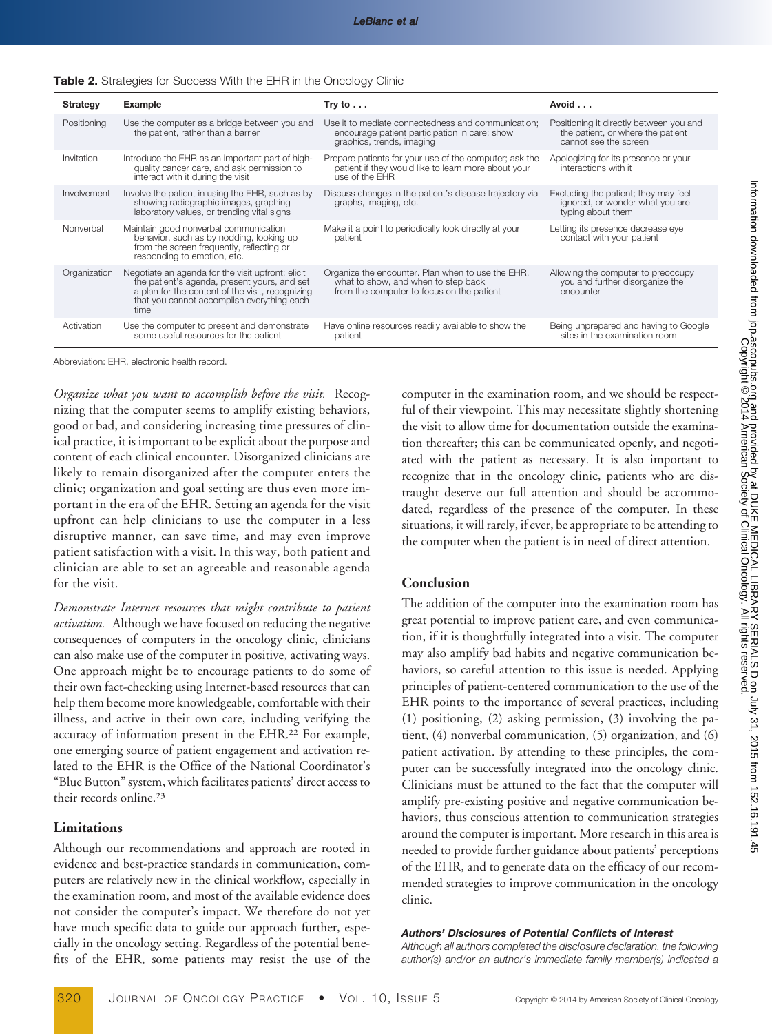**Table 2.** Strategies for Success With the EHR in the Oncology Clinic

| Strategy | Example | Try to . . . | Avoid . . . |
|---|---|---|---|
| Positioning | Use the computer as a bridge between you and the patient, rather than a barrier | Use it to mediate connectedness and communication; encourage patient participation in care; show graphics, trends, imaging | Positioning it directly between you and the patient, or where the patient cannot see the screen |
| Invitation | Introduce the EHR as an important part of high-quality cancer care, and ask permission to interact with it during the visit | Prepare patients for your use of the computer; ask the patient if they would like to learn more about your use of the EHR | Apologizing for its presence or your interactions with it |
| Involvement | Involve the patient in using the EHR, such as by showing radiographic images, graphing laboratory values, or trending vital signs | Discuss changes in the patient's disease trajectory via graphs, imaging, etc. | Excluding the patient; they may feel ignored, or wonder what you are typing about them |
| Nonverbal | Maintain good nonverbal communication behavior, such as by nodding, looking up from the screen frequently, reflecting or responding to emotion, etc. | Make it a point to periodically look directly at your patient | Letting its presence decrease eye contact with your patient |
| Organization | Negotiate an agenda for the visit upfront; elicit the patient's agenda, present yours, and set a plan for the content of the visit, recognizing that you cannot accomplish everything each time | Organize the encounter. Plan when to use the EHR, what to show, and when to step back from the computer to focus on the patient | Allowing the computer to preoccupy you and further disorganize the encounter |
| Activation | Use the computer to present and demonstrate some useful resources for the patient | Have online resources readily available to show the patient | Being unprepared and having to Google sites in the examination room |

Abbreviation: EHR, electronic health record.

*Organize what you want to accomplish before the visit.* Recognizing that the computer seems to amplify existing behaviors, good or bad, and considering increasing time pressures of clinical practice, it is important to be explicit about the purpose and content of each clinical encounter. Disorganized clinicians are likely to remain disorganized after the computer enters the clinic; organization and goal setting are thus even more important in the era of the EHR. Setting an agenda for the visit upfront can help clinicians to use the computer in a less disruptive manner, can save time, and may even improve patient satisfaction with a visit. In this way, both patient and clinician are able to set an agreeable and reasonable agenda for the visit.

*Demonstrate Internet resources that might contribute to patient activation.* Although we have focused on reducing the negative consequences of computers in the oncology clinic, clinicians can also make use of the computer in positive, activating ways. One approach might be to encourage patients to do some of their own fact-checking using Internet-based resources that can help them become more knowledgeable, comfortable with their illness, and active in their own care, including verifying the accuracy of information present in the EHR.[22] For example, one emerging source of patient engagement and activation related to the EHR is the Office of the National Coordinator's "Blue Button" system, which facilitates patients' direct access to their records online.[23]

## Limitations

Although our recommendations and approach are rooted in evidence and best-practice standards in communication, computers are relatively new in the clinical workflow, especially in the examination room, and most of the available evidence does not consider the computer's impact. We therefore do not yet have much specific data to guide our approach further, especially in the oncology setting. Regardless of the potential benefits of the EHR, some patients may resist the use of the computer in the examination room, and we should be respectful of their viewpoint. This may necessitate slightly shortening the visit to allow time for documentation outside the examination thereafter; this can be communicated openly, and negotiated with the patient as necessary. It is also important to recognize that in the oncology clinic, patients who are distraught deserve our full attention and should be accommodated, regardless of the presence of the computer. In these situations, it will rarely, if ever, be appropriate to be attending to the computer when the patient is in need of direct attention.

## Conclusion

The addition of the computer into the examination room has great potential to improve patient care, and even communication, if it is thoughtfully integrated into a visit. The computer may also amplify bad habits and negative communication behaviors, so careful attention to this issue is needed. Applying principles of patient-centered communication to the use of the EHR points to the importance of several practices, including (1) positioning, (2) asking permission, (3) involving the patient, (4) nonverbal communication, (5) organization, and (6) patient activation. By attending to these principles, the computer can be successfully integrated into the oncology clinic. Clinicians must be attuned to the fact that the computer will amplify pre-existing positive and negative communication behaviors, thus conscious attention to communication strategies around the computer is important. More research in this area is needed to provide further guidance about patients' perceptions of the EHR, and to generate data on the efficacy of our recommended strategies to improve communication in the oncology clinic.

### Authors' Disclosures of Potential Conflicts of Interest

*Although all authors completed the disclosure declaration, the following author(s) and/or an author's immediate family member(s) indicated a*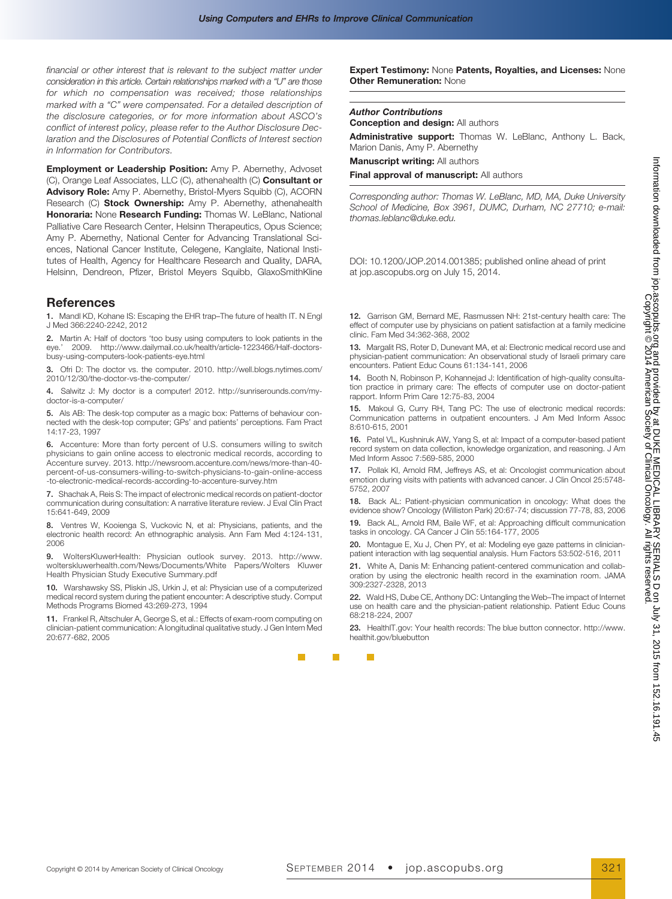financial or other interest that is relevant to the subject matter under consideration in this article. Certain relationships marked with a "U" are those for which no compensation was received; those relationships marked with a "C" were compensated. For a detailed description of the disclosure categories, or for more information about ASCO's conflict of interest policy, please refer to the Author Disclosure Declaration and the Disclosures of Potential Conflicts of Interest section in Information for Contributors.*

**Employment or Leadership Position:** Amy P. Abernethy, Advoset (C), Orange Leaf Associates, LLC (C), athenahealth (C) **Consultant or Advisory Role:** Amy P. Abernethy, Bristol-Myers Squibb (C), ACORN Research (C) **Stock Ownership:** Amy P. Abernethy, athenahealth **Honoraria:** None **Research Funding:** Thomas W. LeBlanc, National Palliative Care Research Center, Helsinn Therapeutics, Opus Science; Amy P. Abernethy, National Center for Advancing Translational Sciences, National Cancer Institute, Celegene, Kanglaite, National Institutes of Health, Agency for Healthcare Research and Quality, DARA, Helsinn, Dendreon, Pfizer, Bristol Meyers Squibb, GlaxoSmithKline **Expert Testimony:** None **Patents, Royalties, and Licenses:** None **Other Remuneration:** None

### Author Contributions

**Conception and design:** All authors

**Administrative support:** Thomas W. LeBlanc, Anthony L. Back, Marion Danis, Amy P. Abernethy

**Manuscript writing:** All authors

**Final approval of manuscript:** All authors

*Corresponding author: Thomas W. LeBlanc, MD, MA, Duke University School of Medicine, Box 3961, DUMC, Durham, NC 27710; e-mail: thomas.leblanc@duke.edu.*

DOI: 10.1200/JOP.2014.001385; published online ahead of print at jop.ascopubs.org on July 15, 2014.

## References

1. Mandl KD, Kohane IS: Escaping the EHR trap–The future of health IT. N Engl J Med 366:2240-2242, 2012

2. Martin A: Half of doctors 'too busy using computers to look patients in the eye.' 2009. http://www.dailymail.co.uk/health/article-1223466/Half-doctors-busy-using-computers-look-patients-eye.html

3. Ofri D: The doctor vs. the computer. 2010. http://well.blogs.nytimes.com/2010/12/30/the-doctor-vs-the-computer/

4. Salwitz J: My doctor is a computer! 2012. http://sunriserounds.com/my-doctor-is-a-computer/

5. Als AB: The desk-top computer as a magic box: Patterns of behaviour connected with the desk-top computer; GPs' and patients' perceptions. Fam Pract 14:17-23, 1997

6. Accenture: More than forty percent of U.S. consumers willing to switch physicians to gain online access to electronic medical records, according to Accenture survey. 2013. http://newsroom.accenture.com/news/more-than-40-percent-of-us-consumers-willing-to-switch-physicians-to-gain-online-access-to-electronic-medical-records-according-to-accenture-survey.htm

7. Shachak A, Reis S: The impact of electronic medical records on patient-doctor communication during consultation: A narrative literature review. J Eval Clin Pract 15:641-649, 2009

8. Ventres W, Kooienga S, Vuckovic N, et al: Physicians, patients, and the electronic health record: An ethnographic analysis. Ann Fam Med 4:124-131, 2006

9. WoltersKluwerHealth: Physician outlook survey. 2013. http://www.wolterskluwerhealth.com/News/Documents/White Papers/Wolters Kluwer Health Physician Study Executive Summary.pdf

10. Warshawsky SS, Pliskin JS, Urkin J, et al: Physician use of a computerized medical record system during the patient encounter: A descriptive study. Comput Methods Programs Biomed 43:269-273, 1994

11. Frankel R, Altschuler A, George S, et al.: Effects of exam-room computing on clinician-patient communication: A longitudinal qualitative study. J Gen Intern Med 20:677-682, 2005

12. Garrison GM, Bernard ME, Rasmussen NH: 21st-century health care: The effect of computer use by physicians on patient satisfaction at a family medicine clinic. Fam Med 34:362-368, 2002

13. Margalit RS, Roter D, Dunevant MA, et al: Electronic medical record use and physician-patient communication: An observational study of Israeli primary care encounters. Patient Educ Couns 61:134-141, 2006

14. Booth N, Robinson P, Kohannejad J: Identification of high-quality consultation practice in primary care: The effects of computer use on doctor-patient rapport. Inform Prim Care 12:75-83, 2004

15. Makoul G, Curry RH, Tang PC: The use of electronic medical records: Communication patterns in outpatient encounters. J Am Med Inform Assoc 8:610-615, 2001

16. Patel VL, Kushniruk AW, Yang S, et al: Impact of a computer-based patient record system on data collection, knowledge organization, and reasoning. J Am Med Inform Assoc 7:569-585, 2000

17. Pollak KI, Arnold RM, Jeffreys AS, et al: Oncologist communication about emotion during visits with patients with advanced cancer. J Clin Oncol 25:5748-5752, 2007

18. Back AL: Patient-physician communication in oncology: What does the evidence show? Oncology (Williston Park) 20:67-74; discussion 77-78, 83, 2006

19. Back AL, Arnold RM, Baile WF, et al: Approaching difficult communication tasks in oncology. CA Cancer J Clin 55:164-177, 2005

20. Montague E, Xu J, Chen PY, et al: Modeling eye gaze patterns in clinician-patient interaction with lag sequential analysis. Hum Factors 53:502-516, 2011

21. White A, Danis M: Enhancing patient-centered communication and collaboration by using the electronic health record in the examination room. JAMA 309:2327-2328, 2013

22. Wald HS, Dube CE, Anthony DC: Untangling the Web–The impact of Internet use on health care and the physician-patient relationship. Patient Educ Couns 68:218-224, 2007

23. HealthIT.gov: Your health records: The blue button connector. http://www.healthit.gov/bluebutton